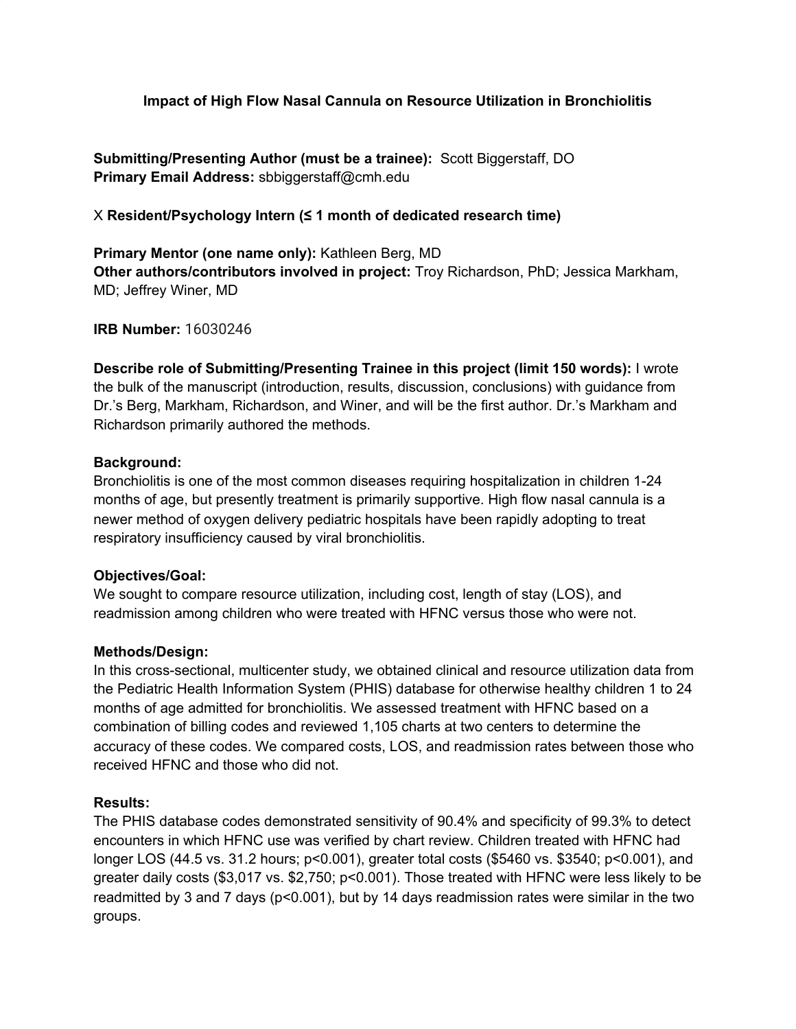# Impact of High Flow Nasal Cannula on Resource Utilization in Bronchiolitis

**Submitting/Presenting Author (must be a trainee):** Scott Biggerstaff, DO
**Primary Email Address:** sbbiggerstaff@cmh.edu

X **Resident/Psychology Intern (≤ 1 month of dedicated research time)**

**Primary Mentor (one name only):** Kathleen Berg, MD
**Other authors/contributors involved in project:** Troy Richardson, PhD; Jessica Markham, MD; Jeffrey Winer, MD

**IRB Number:** 16030246

**Describe role of Submitting/Presenting Trainee in this project (limit 150 words):** I wrote the bulk of the manuscript (introduction, results, discussion, conclusions) with guidance from Dr.'s Berg, Markham, Richardson, and Winer, and will be the first author. Dr.'s Markham and Richardson primarily authored the methods.

**Background:**
Bronchiolitis is one of the most common diseases requiring hospitalization in children 1-24 months of age, but presently treatment is primarily supportive. High flow nasal cannula is a newer method of oxygen delivery pediatric hospitals have been rapidly adopting to treat respiratory insufficiency caused by viral bronchiolitis.

**Objectives/Goal:**
We sought to compare resource utilization, including cost, length of stay (LOS), and readmission among children who were treated with HFNC versus those who were not.

**Methods/Design:**
In this cross-sectional, multicenter study, we obtained clinical and resource utilization data from the Pediatric Health Information System (PHIS) database for otherwise healthy children 1 to 24 months of age admitted for bronchiolitis. We assessed treatment with HFNC based on a combination of billing codes and reviewed 1,105 charts at two centers to determine the accuracy of these codes. We compared costs, LOS, and readmission rates between those who received HFNC and those who did not.

**Results:**
The PHIS database codes demonstrated sensitivity of 90.4% and specificity of 99.3% to detect encounters in which HFNC use was verified by chart review. Children treated with HFNC had longer LOS (44.5 vs. 31.2 hours; $p<0.001$), greater total costs ($5460 vs. $3540; $p<0.001$), and greater daily costs ($3,017 vs. $2,750; $p<0.001$). Those treated with HFNC were less likely to be readmitted by 3 and 7 days ($p<0.001$), but by 14 days readmission rates were similar in the two groups.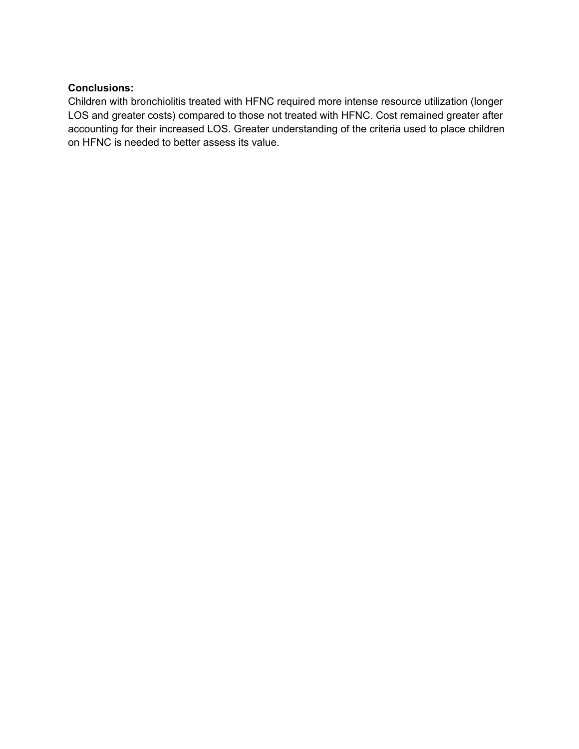**Conclusions:**

Children with bronchiolitis treated with HFNC required more intense resource utilization (longer LOS and greater costs) compared to those not treated with HFNC. Cost remained greater after accounting for their increased LOS. Greater understanding of the criteria used to place children on HFNC is needed to better assess its value.